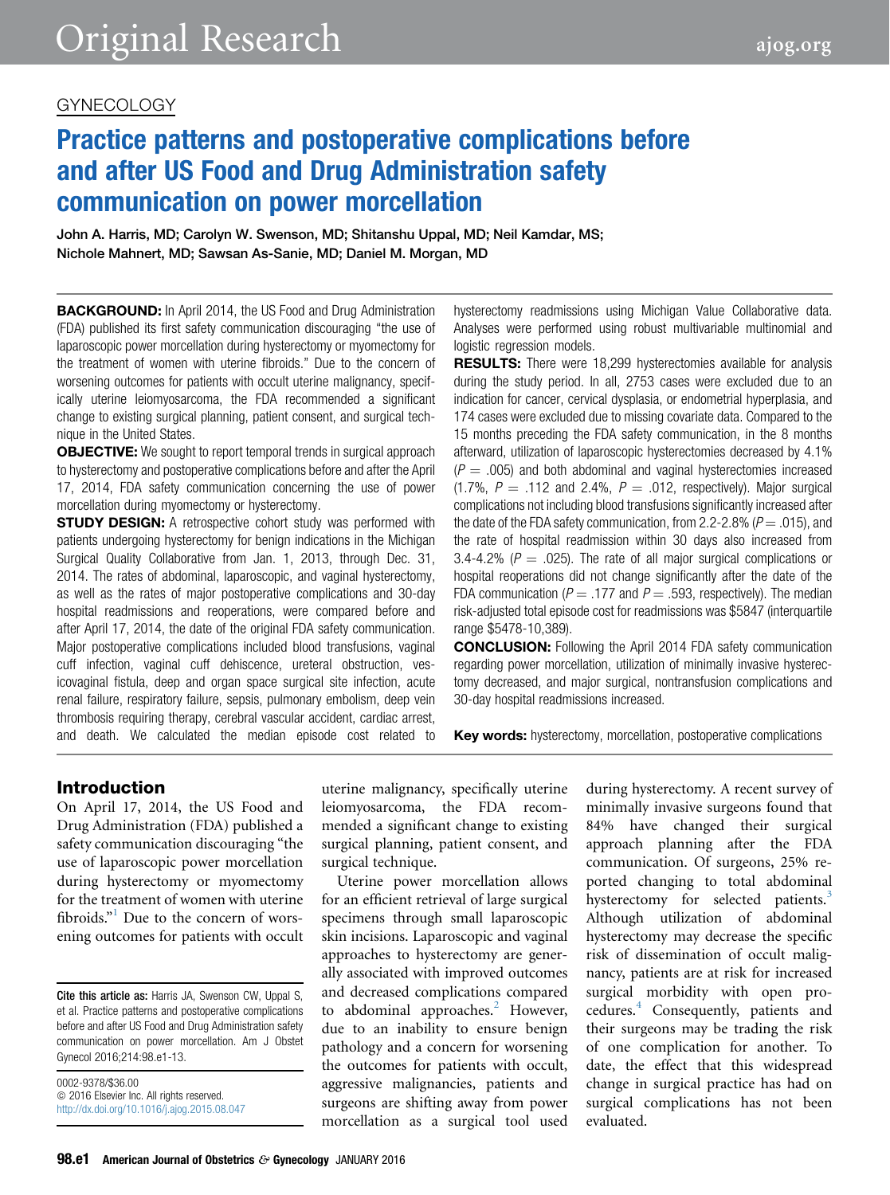GYNECOLOGY

# Practice patterns and postoperative complications before and after US Food and Drug Administration safety communication on power morcellation

John A. Harris, MD; Carolyn W. Swenson, MD; Shitanshu Uppal, MD; Neil Kamdar, MS; Nichole Mahnert, MD; Sawsan As-Sanie, MD; Daniel M. Morgan, MD

**BACKGROUND:** In April 2014, the US Food and Drug Administration (FDA) published its first safety communication discouraging "the use of laparoscopic power morcellation during hysterectomy or myomectomy for the treatment of women with uterine fibroids." Due to the concern of worsening outcomes for patients with occult uterine malignancy, specifically uterine leiomyosarcoma, the FDA recommended a significant change to existing surgical planning, patient consent, and surgical technique in the United States.

**OBJECTIVE:** We sought to report temporal trends in surgical approach to hysterectomy and postoperative complications before and after the April 17, 2014, FDA safety communication concerning the use of power morcellation during myomectomy or hysterectomy.

**STUDY DESIGN:** A retrospective cohort study was performed with patients undergoing hysterectomy for benign indications in the Michigan Surgical Quality Collaborative from Jan. 1, 2013, through Dec. 31, 2014. The rates of abdominal, laparoscopic, and vaginal hysterectomy, as well as the rates of major postoperative complications and 30-day hospital readmissions and reoperations, were compared before and after April 17, 2014, the date of the original FDA safety communication. Major postoperative complications included blood transfusions, vaginal cuff infection, vaginal cuff dehiscence, ureteral obstruction, vesicovaginal fistula, deep and organ space surgical site infection, acute renal failure, respiratory failure, sepsis, pulmonary embolism, deep vein thrombosis requiring therapy, cerebral vascular accident, cardiac arrest, and death. We calculated the median episode cost related to hysterectomy readmissions using Michigan Value Collaborative data. Analyses were performed using robust multivariable multinomial and logistic regression models.

**RESULTS:** There were 18,299 hysterectomies available for analysis during the study period. In all, 2753 cases were excluded due to an indication for cancer, cervical dysplasia, or endometrial hyperplasia, and 174 cases were excluded due to missing covariate data. Compared to the 15 months preceding the FDA safety communication, in the 8 months afterward, utilization of laparoscopic hysterectomies decreased by 4.1% ($P = .005$) and both abdominal and vaginal hysterectomies increased (1.7%, $P = .112$ and 2.4%, $P = .012$, respectively). Major surgical complications not including blood transfusions significantly increased after the date of the FDA safety communication, from 2.2-2.8% ($P = .015$), and the rate of hospital readmission within 30 days also increased from 3.4-4.2% ($P = .025$). The rate of all major surgical complications or hospital reoperations did not change significantly after the date of the FDA communication ($P = .177$ and $P = .593$, respectively). The median risk-adjusted total episode cost for readmissions was $5847 (interquartile range $5478-10,389).

**CONCLUSION:** Following the April 2014 FDA safety communication regarding power morcellation, utilization of minimally invasive hysterectomy decreased, and major surgical, nontransfusion complications and 30-day hospital readmissions increased.

**Key words:** hysterectomy, morcellation, postoperative complications

## Introduction

On April 17, 2014, the US Food and Drug Administration (FDA) published a safety communication discouraging "the use of laparoscopic power morcellation during hysterectomy or myomectomy for the treatment of women with uterine fibroids."[1] Due to the concern of worsening outcomes for patients with occult uterine malignancy, specifically uterine leiomyosarcoma, the FDA recommended a significant change to existing surgical planning, patient consent, and surgical technique.

Uterine power morcellation allows for an efficient retrieval of large surgical specimens through small laparoscopic skin incisions. Laparoscopic and vaginal approaches to hysterectomy are generally associated with improved outcomes and decreased complications compared to abdominal approaches.[2] However, due to an inability to ensure benign pathology and a concern for worsening the outcomes for patients with occult, aggressive malignancies, patients and surgeons are shifting away from power morcellation as a surgical tool used during hysterectomy. A recent survey of minimally invasive surgeons found that 84% have changed their surgical approach planning after the FDA communication. Of surgeons, 25% reported changing to total abdominal hysterectomy for selected patients.[3] Although utilization of abdominal hysterectomy may decrease the specific risk of dissemination of occult malignancy, patients are at risk for increased surgical morbidity with open procedures.[4] Consequently, patients and their surgeons may be trading the risk of one complication for another. To date, the effect that this widespread change in surgical practice has had on surgical complications has not been evaluated.

Cite this article as: Harris JA, Swenson CW, Uppal S, et al. Practice patterns and postoperative complications before and after US Food and Drug Administration safety communication on power morcellation. Am J Obstet Gynecol 2016;214:98.e1-13.

0002-9378/$36.00
© 2016 Elsevier Inc. All rights reserved.
http://dx.doi.org/10.1016/j.ajog.2015.08.047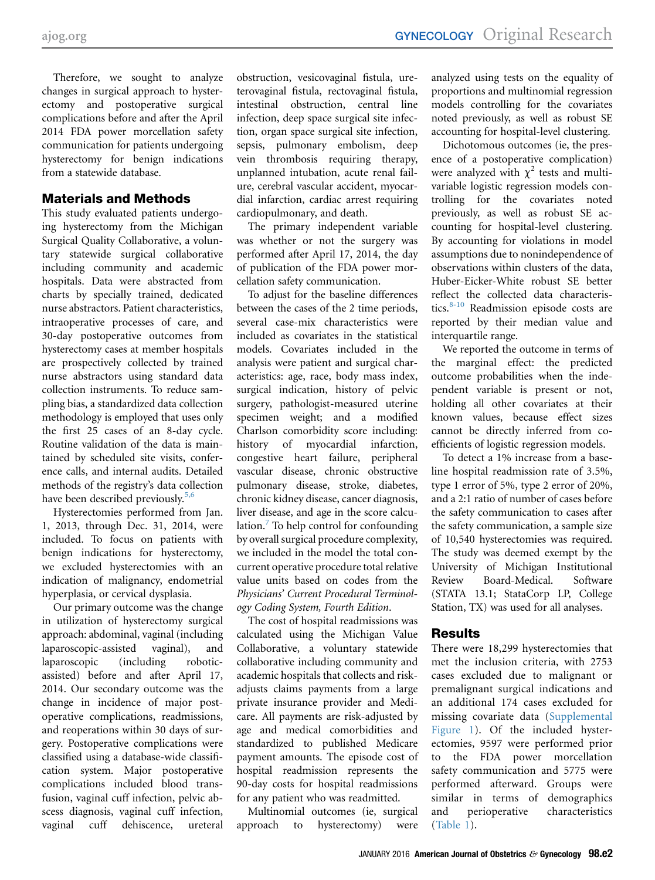Therefore, we sought to analyze changes in surgical approach to hysterectomy and postoperative surgical complications before and after the April 2014 FDA power morcellation safety communication for patients undergoing hysterectomy for benign indications from a statewide database.

## Materials and Methods

This study evaluated patients undergoing hysterectomy from the Michigan Surgical Quality Collaborative, a voluntary statewide surgical collaborative including community and academic hospitals. Data were abstracted from charts by specially trained, dedicated nurse abstractors. Patient characteristics, intraoperative processes of care, and 30-day postoperative outcomes from hysterectomy cases at member hospitals are prospectively collected by trained nurse abstractors using standard data collection instruments. To reduce sampling bias, a standardized data collection methodology is employed that uses only the first 25 cases of an 8-day cycle. Routine validation of the data is maintained by scheduled site visits, conference calls, and internal audits. Detailed methods of the registry's data collection have been described previously.[5,6]

Hysterectomies performed from Jan. 1, 2013, through Dec. 31, 2014, were included. To focus on patients with benign indications for hysterectomy, we excluded hysterectomies with an indication of malignancy, endometrial hyperplasia, or cervical dysplasia.

Our primary outcome was the change in utilization of hysterectomy surgical approach: abdominal, vaginal (including laparoscopic-assisted vaginal), and laparoscopic (including robotic-assisted) before and after April 17, 2014. Our secondary outcome was the change in incidence of major postoperative complications, readmissions, and reoperations within 30 days of surgery. Postoperative complications were classified using a database-wide classification system. Major postoperative complications included blood transfusion, vaginal cuff infection, pelvic abscess diagnosis, vaginal cuff infection, vaginal cuff dehiscence, ureteral obstruction, vesicovaginal fistula, ureterovaginal fistula, rectovaginal fistula, intestinal obstruction, central line infection, deep space surgical site infection, organ space surgical site infection, sepsis, pulmonary embolism, deep vein thrombosis requiring therapy, unplanned intubation, acute renal failure, cerebral vascular accident, myocardial infarction, cardiac arrest requiring cardiopulmonary, and death.

The primary independent variable was whether or not the surgery was performed after April 17, 2014, the day of publication of the FDA power morcellation safety communication.

To adjust for the baseline differences between the cases of the 2 time periods, several case-mix characteristics were included as covariates in the statistical models. Covariates included in the analysis were patient and surgical characteristics: age, race, body mass index, surgical indication, history of pelvic surgery, pathologist-measured uterine specimen weight; and a modified Charlson comorbidity score including: history of myocardial infarction, congestive heart failure, peripheral vascular disease, chronic obstructive pulmonary disease, stroke, diabetes, chronic kidney disease, cancer diagnosis, liver disease, and age in the score calculation.[7] To help control for confounding by overall surgical procedure complexity, we included in the model the total concurrent operative procedure total relative value units based on codes from the *Physicians' Current Procedural Terminology Coding System, Fourth Edition*.

The cost of hospital readmissions was calculated using the Michigan Value Collaborative, a voluntary statewide collaborative including community and academic hospitals that collects and risk-adjusts claims payments from a large private insurance provider and Medicare. All payments are risk-adjusted by age and medical comorbidities and standardized to published Medicare payment amounts. The episode cost of hospital readmission represents the 90-day costs for hospital readmissions for any patient who was readmitted.

Multinomial outcomes (ie, surgical approach to hysterectomy) were analyzed using tests on the equality of proportions and multinomial regression models controlling for the covariates noted previously, as well as robust SE accounting for hospital-level clustering.

Dichotomous outcomes (ie, the presence of a postoperative complication) were analyzed with $\chi^2$ tests and multivariable logistic regression models controlling for the covariates noted previously, as well as robust SE accounting for hospital-level clustering. By accounting for violations in model assumptions due to nonindependence of observations within clusters of the data, Huber-Eicker-White robust SE better reflect the collected data characteristics.[8-10] Readmission episode costs are reported by their median value and interquartile range.

We reported the outcome in terms of the marginal effect: the predicted outcome probabilities when the independent variable is present or not, holding all other covariates at their known values, because effect sizes cannot be directly inferred from coefficients of logistic regression models.

To detect a 1% increase from a baseline hospital readmission rate of 3.5%, type 1 error of 5%, type 2 error of 20%, and a 2:1 ratio of number of cases before the safety communication to cases after the safety communication, a sample size of 10,540 hysterectomies was required. The study was deemed exempt by the University of Michigan Institutional Review Board-Medical. Software (STATA 13.1; StataCorp LP, College Station, TX) was used for all analyses.

## Results

There were 18,299 hysterectomies that met the inclusion criteria, with 2753 cases excluded due to malignant or premalignant surgical indications and an additional 174 cases excluded for missing covariate data (Supplemental Figure 1). Of the included hysterectomies, 9597 were performed prior to the FDA power morcellation safety communication and 5775 were performed afterward. Groups were similar in terms of demographics and perioperative characteristics (Table 1).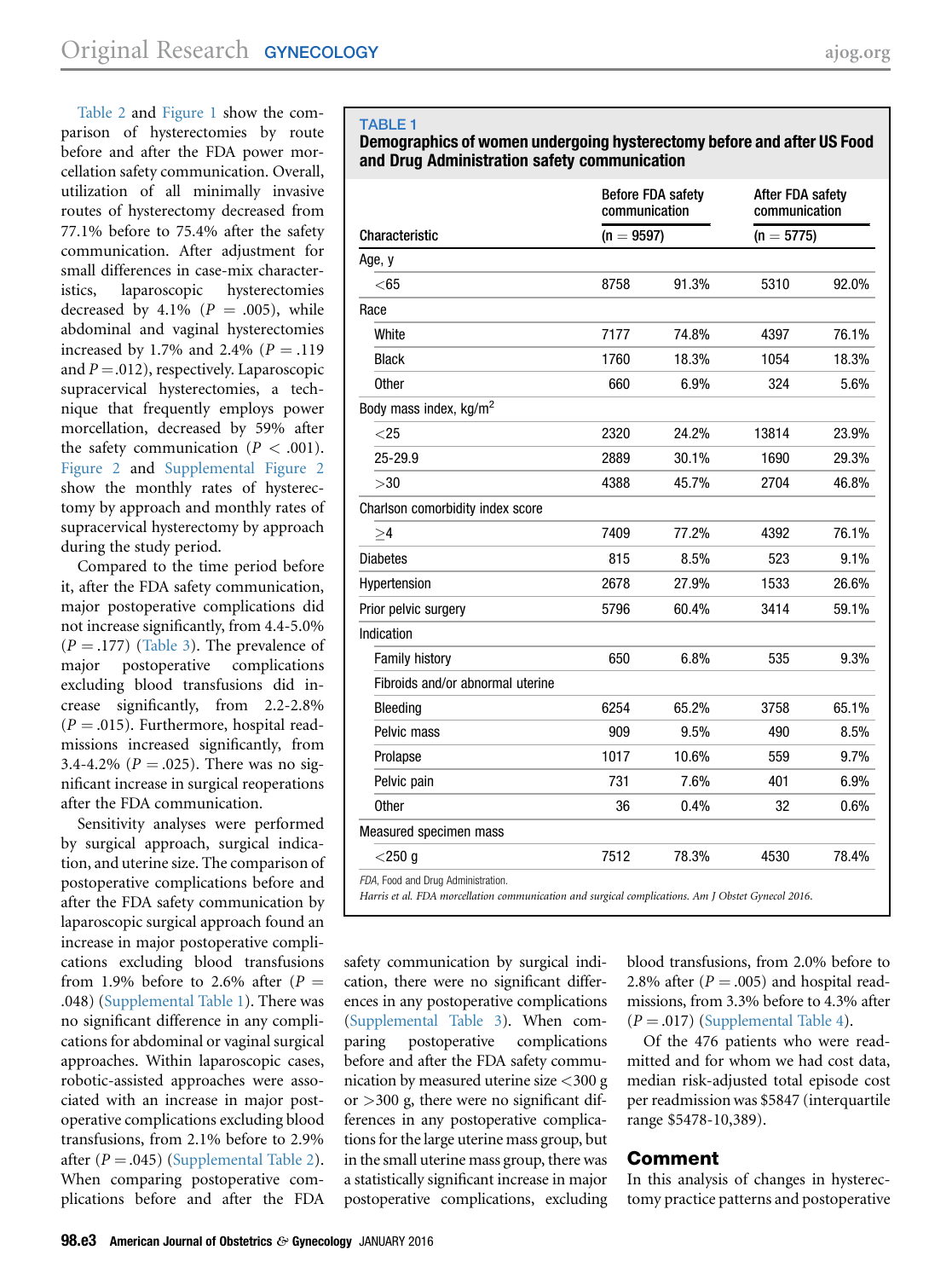Table 2 and Figure 1 show the comparison of hysterectomies by route before and after the FDA power morcellation safety communication. Overall, utilization of all minimally invasive routes of hysterectomy decreased from 77.1% before to 75.4% after the safety communication. After adjustment for small differences in case-mix characteristics, laparoscopic hysterectomies decreased by 4.1% ($P$ = .005), while abdominal and vaginal hysterectomies increased by 1.7% and 2.4% ($P$ = .119 and $P$ = .012), respectively. Laparoscopic supracervical hysterectomies, a technique that frequently employs power morcellation, decreased by 59% after the safety communication ($P$ < .001). Figure 2 and Supplemental Figure 2 show the monthly rates of hysterectomy by approach and monthly rates of supracervical hysterectomy by approach during the study period.

Compared to the time period before it, after the FDA safety communication, major postoperative complications did not increase significantly, from 4.4-5.0% ($P$ = .177) (Table 3). The prevalence of major postoperative complications excluding blood transfusions did increase significantly, from 2.2-2.8% ($P$ = .015). Furthermore, hospital readmissions increased significantly, from 3.4-4.2% ($P$ = .025). There was no significant increase in surgical reoperations after the FDA communication.

Sensitivity analyses were performed by surgical approach, surgical indication, and uterine size. The comparison of postoperative complications before and after the FDA safety communication by laparoscopic surgical approach found an increase in major postoperative complications excluding blood transfusions from 1.9% before to 2.6% after ($P$ = .048) (Supplemental Table 1). There was no significant difference in any complications for abdominal or vaginal surgical approaches. Within laparoscopic cases, robotic-assisted approaches were associated with an increase in major postoperative complications excluding blood transfusions, from 2.1% before to 2.9% after ($P$ = .045) (Supplemental Table 2). When comparing postoperative complications before and after the FDA safety communication by surgical indication, there were no significant differences in any postoperative complications (Supplemental Table 3). When comparing postoperative complications before and after the FDA safety communication by measured uterine size <300 g or >300 g, there were no significant differences in any postoperative complications for the large uterine mass group, but in the small uterine mass group, there was a statistically significant increase in major postoperative complications, excluding blood transfusions, from 2.0% before to 2.8% after ($P$ = .005) and hospital readmissions, from 3.3% before to 4.3% after ($P$ = .017) (Supplemental Table 4).

Of the 476 patients who were readmitted and for whom we had cost data, median risk-adjusted total episode cost per readmission was $5847 (interquartile range $5478-10,389).

**TABLE 1**
**Demographics of women undergoing hysterectomy before and after US Food and Drug Administration safety communication**

| Characteristic | Before FDA safety communication (n = 9597) | | After FDA safety communication (n = 5775) | |
|---|---|---|---|---|
| Age, y | | | | |
| <65 | 8758 | 91.3% | 5310 | 92.0% |
| Race | | | | |
| White | 7177 | 74.8% | 4397 | 76.1% |
| Black | 1760 | 18.3% | 1054 | 18.3% |
| Other | 660 | 6.9% | 324 | 5.6% |
| Body mass index, kg/m$^2$ | | | | |
| <25 | 2320 | 24.2% | 13814 | 23.9% |
| 25-29.9 | 2889 | 30.1% | 1690 | 29.3% |
| >30 | 4388 | 45.7% | 2704 | 46.8% |
| Charlson comorbidity index score | | | | |
| ≥4 | 7409 | 77.2% | 4392 | 76.1% |
| Diabetes | 815 | 8.5% | 523 | 9.1% |
| Hypertension | 2678 | 27.9% | 1533 | 26.6% |
| Prior pelvic surgery | 5796 | 60.4% | 3414 | 59.1% |
| Indication | | | | |
| Family history | 650 | 6.8% | 535 | 9.3% |
| Fibroids and/or abnormal uterine | | | | |
| Bleeding | 6254 | 65.2% | 3758 | 65.1% |
| Pelvic mass | 909 | 9.5% | 490 | 8.5% |
| Prolapse | 1017 | 10.6% | 559 | 9.7% |
| Pelvic pain | 731 | 7.6% | 401 | 6.9% |
| Other | 36 | 0.4% | 32 | 0.6% |
| Measured specimen mass | | | | |
| <250 g | 7512 | 78.3% | 4530 | 78.4% |

*FDA*, Food and Drug Administration.

*Harris et al. FDA morcellation communication and surgical complications. Am J Obstet Gynecol 2016.*

## Comment

In this analysis of changes in hysterectomy practice patterns and postoperative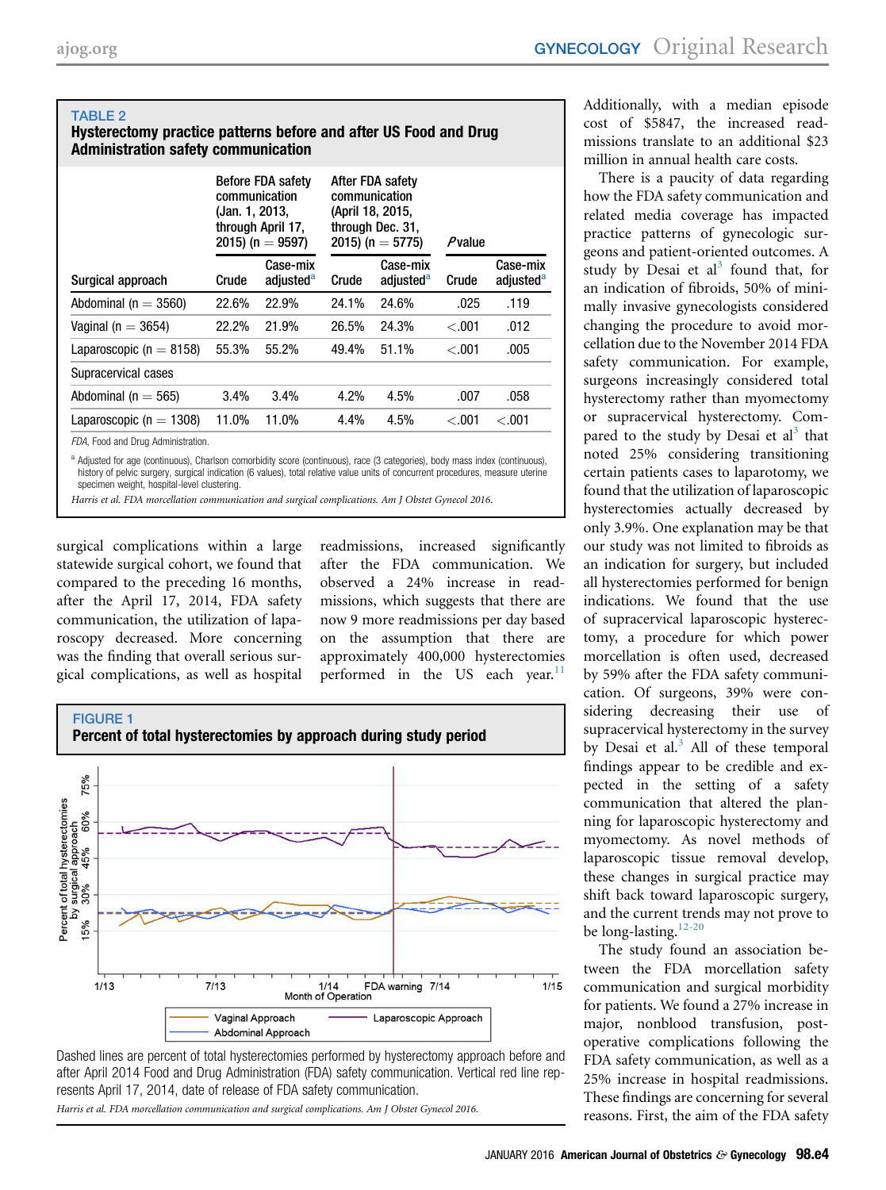**TABLE 2**

**Hysterectomy practice patterns before and after US Food and Drug Administration safety communication**

| Surgical approach | Before FDA safety communication (Jan. 1, 2013, through April 17, 2015) (n = 9597) | | After FDA safety communication (April 18, 2015, through Dec. 31, 2015) (n = 5775) | | *P* value | |
|---|---|---|---|---|---|---|
| | Crude | Case-mix adjusted[a] | Crude | Case-mix adjusted[a] | Crude | Case-mix adjusted[a] |
| Abdominal (n = 3560) | 22.6% | 22.9% | 24.1% | 24.6% | .025 | .119 |
| Vaginal (n = 3654) | 22.2% | 21.9% | 26.5% | 24.3% | <.001 | .012 |
| Laparoscopic (n = 8158) | 55.3% | 55.2% | 49.4% | 51.1% | <.001 | .005 |
| Supracervical cases | | | | | | |
| Abdominal (n = 565) | 3.4% | 3.4% | 4.2% | 4.5% | .007 | .058 |
| Laparoscopic (n = 1308) | 11.0% | 11.0% | 4.4% | 4.5% | <.001 | <.001 |

*FDA*, Food and Drug Administration.

[a] Adjusted for age (continuous), Charlson comorbidity score (continuous), race (3 categories), body mass index (continuous), history of pelvic surgery, surgical indication (6 values), total relative value units of concurrent procedures, measure uterine specimen weight, hospital-level clustering.

*Harris et al. FDA morcellation communication and surgical complications. Am J Obstet Gynecol 2016.*

surgical complications within a large statewide surgical cohort, we found that compared to the preceding 16 months, after the April 17, 2014, FDA safety communication, the utilization of laparoscopy decreased. More concerning was the finding that overall serious surgical complications, as well as hospital readmissions, increased significantly after the FDA communication. We observed a 24% increase in readmissions, which suggests that there are now 9 more readmissions per day based on the assumption that there are approximately 400,000 hysterectomies performed in the US each year.[11]

**FIGURE 1**

**Percent of total hysterectomies by approach during study period**

Dashed lines are percent of total hysterectomies performed by hysterectomy approach before and after April 2014 Food and Drug Administration (FDA) safety communication. Vertical red line represents April 17, 2014, date of release of FDA safety communication.

*Harris et al. FDA morcellation communication and surgical complications. Am J Obstet Gynecol 2016.*

Additionally, with a median episode cost of $5847, the increased readmissions translate to an additional $23 million in annual health care costs.

There is a paucity of data regarding how the FDA safety communication and related media coverage has impacted practice patterns of gynecologic surgeons and patient-oriented outcomes. A study by Desai et al[3] found that, for an indication of fibroids, 50% of minimally invasive gynecologists considered changing the procedure to avoid morcellation due to the November 2014 FDA safety communication. For example, surgeons increasingly considered total hysterectomy rather than myomectomy or supracervical hysterectomy. Compared to the study by Desai et al[3] that noted 25% considering transitioning certain patients cases to laparotomy, we found that the utilization of laparoscopic hysterectomies actually decreased by only 3.9%. One explanation may be that our study was not limited to fibroids as an indication for surgery, but included all hysterectomies performed for benign indications. We found that the use of supracervical laparoscopic hysterectomy, a procedure for which power morcellation is often used, decreased by 59% after the FDA safety communication. Of surgeons, 39% were considering decreasing their use of supracervical hysterectomy in the survey by Desai et al.[3] All of these temporal findings appear to be credible and expected in the setting of a safety communication that altered the planning for laparoscopic hysterectomy and myomectomy. As novel methods of laparoscopic tissue removal develop, these changes in surgical practice may shift back toward laparoscopic surgery, and the current trends may not prove to be long-lasting.[12-20]

The study found an association between the FDA morcellation safety communication and surgical morbidity for patients. We found a 27% increase in major, nonblood transfusion, postoperative complications following the FDA safety communication, as well as a 25% increase in hospital readmissions. These findings are concerning for several reasons. First, the aim of the FDA safety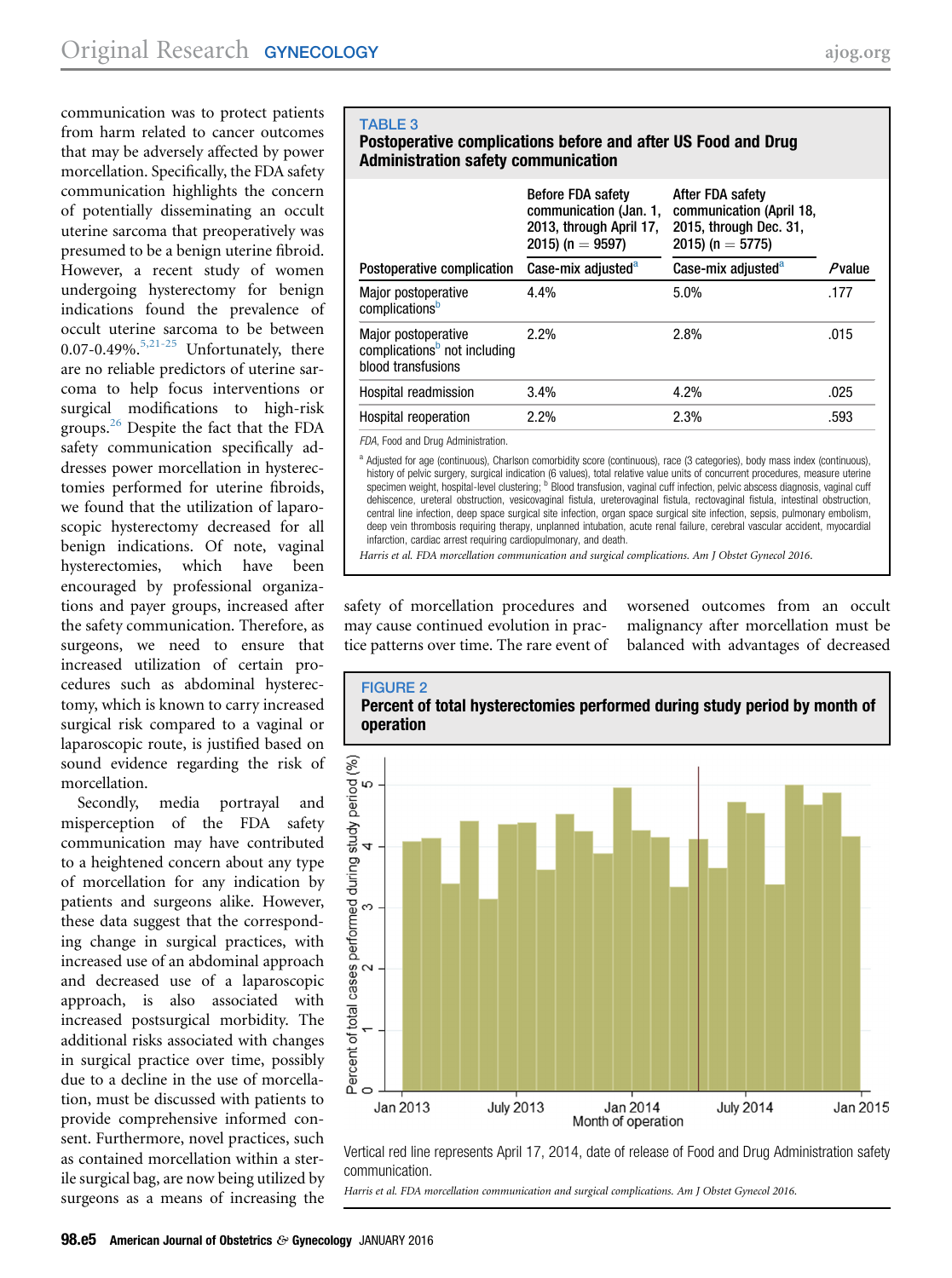communication was to protect patients from harm related to cancer outcomes that may be adversely affected by power morcellation. Specifically, the FDA safety communication highlights the concern of potentially disseminating an occult uterine sarcoma that preoperatively was presumed to be a benign uterine fibroid. However, a recent study of women undergoing hysterectomy for benign indications found the prevalence of occult uterine sarcoma to be between 0.07-0.49%.[5,21-25] Unfortunately, there are no reliable predictors of uterine sarcoma to help focus interventions or surgical modifications to high-risk groups.[26] Despite the fact that the FDA safety communication specifically addresses power morcellation in hysterectomies performed for uterine fibroids, we found that the utilization of laparoscopic hysterectomy decreased for all benign indications. Of note, vaginal hysterectomies, which have been encouraged by professional organizations and payer groups, increased after the safety communication. Therefore, as surgeons, we need to ensure that increased utilization of certain procedures such as abdominal hysterectomy, which is known to carry increased surgical risk compared to a vaginal or laparoscopic route, is justified based on sound evidence regarding the risk of morcellation.

Secondly, media portrayal and misperception of the FDA safety communication may have contributed to a heightened concern about any type of morcellation for any indication by patients and surgeons alike. However, these data suggest that the corresponding change in surgical practices, with increased use of an abdominal approach and decreased use of a laparoscopic approach, is also associated with increased postsurgical morbidity. The additional risks associated with changes in surgical practice over time, possibly due to a decline in the use of morcellation, must be discussed with patients to provide comprehensive informed consent. Furthermore, novel practices, such as contained morcellation within a sterile surgical bag, are now being utilized by surgeons as a means of increasing the safety of morcellation procedures and may cause continued evolution in practice patterns over time. The rare event of worsened outcomes from an occult malignancy after morcellation must be balanced with advantages of decreased

**TABLE 3**
**Postoperative complications before and after US Food and Drug Administration safety communication**

| | Before FDA safety communication (Jan. 1, 2013, through April 17, 2015) (n = 9597) | After FDA safety communication (April 18, 2015, through Dec. 31, 2015) (n = 5775) | |
|---|---|---|---|
| Postoperative complication | Case-mix adjusted[a] | Case-mix adjusted[a] | *P* value |
| Major postoperative complications[b] | 4.4% | 5.0% | .177 |
| Major postoperative complications[b] not including blood transfusions | 2.2% | 2.8% | .015 |
| Hospital readmission | 3.4% | 4.2% | .025 |
| Hospital reoperation | 2.2% | 2.3% | .593 |

*FDA*, Food and Drug Administration.

[a] Adjusted for age (continuous), Charlson comorbidity score (continuous), race (3 categories), body mass index (continuous), history of pelvic surgery, surgical indication (6 values), total relative value units of concurrent procedures, measure uterine specimen weight, hospital-level clustering; [b] Blood transfusion, vaginal cuff infection, pelvic abscess diagnosis, vaginal cuff dehiscence, ureteral obstruction, vesicovaginal fistula, ureterovaginal fistula, rectovaginal fistula, intestinal obstruction, central line infection, deep space surgical site infection, organ space surgical site infection, sepsis, pulmonary embolism, deep vein thrombosis requiring therapy, unplanned intubation, acute renal failure, cerebral vascular accident, myocardial infarction, cardiac arrest requiring cardiopulmonary, and death.

*Harris et al. FDA morcellation communication and surgical complications. Am J Obstet Gynecol 2016.*

**FIGURE 2**
**Percent of total hysterectomies performed during study period by month of operation**

Vertical red line represents April 17, 2014, date of release of Food and Drug Administration safety communication.

*Harris et al. FDA morcellation communication and surgical complications. Am J Obstet Gynecol 2016.*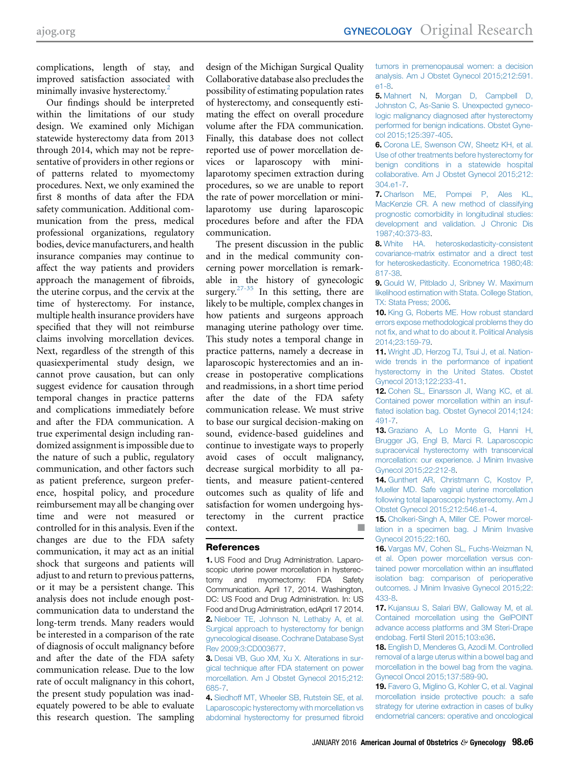complications, length of stay, and improved satisfaction associated with minimally invasive hysterectomy.[2]

Our findings should be interpreted within the limitations of our study design. We examined only Michigan statewide hysterectomy data from 2013 through 2014, which may not be representative of providers in other regions or of patterns related to myomectomy procedures. Next, we only examined the first 8 months of data after the FDA safety communication. Additional communication from the press, medical professional organizations, regulatory bodies, device manufacturers, and health insurance companies may continue to affect the way patients and providers approach the management of fibroids, the uterine corpus, and the cervix at the time of hysterectomy. For instance, multiple health insurance providers have specified that they will not reimburse claims involving morcellation devices. Next, regardless of the strength of this quasiexperimental study design, we cannot prove causation, but can only suggest evidence for causation through temporal changes in practice patterns and complications immediately before and after the FDA communication. A true experimental design including randomized assignment is impossible due to the nature of such a public, regulatory communication, and other factors such as patient preference, surgeon preference, hospital policy, and procedure reimbursement may all be changing over time and were not measured or controlled for in this analysis. Even if the changes are due to the FDA safety communication, it may act as an initial shock that surgeons and patients will adjust to and return to previous patterns, or it may be a persistent change. This analysis does not include enough post-communication data to understand the long-term trends. Many readers would be interested in a comparison of the rate of diagnosis of occult malignancy before and after the date of the FDA safety communication release. Due to the low rate of occult malignancy in this cohort, the present study population was inadequately powered to be able to evaluate this research question. The sampling design of the Michigan Surgical Quality Collaborative database also precludes the possibility of estimating population rates of hysterectomy, and consequently estimating the effect on overall procedure volume after the FDA communication. Finally, this database does not collect reported use of power morcellation devices or laparoscopy with mini-laparotomy specimen extraction during procedures, so we are unable to report the rate of power morcellation or mini-laparotomy use during laparoscopic procedures before and after the FDA communication.

The present discussion in the public and in the medical community concerning power morcellation is remarkable in the history of gynecologic surgery.[27-35] In this setting, there are likely to be multiple, complex changes in how patients and surgeons approach managing uterine pathology over time. This study notes a temporal change in practice patterns, namely a decrease in laparoscopic hysterectomies and an increase in postoperative complications and readmissions, in a short time period after the date of the FDA safety communication release. We must strive to base our surgical decision-making on sound, evidence-based guidelines and continue to investigate ways to properly avoid cases of occult malignancy, decrease surgical morbidity to all patients, and measure patient-centered outcomes such as quality of life and satisfaction for women undergoing hysterectomy in the current practice context. ■

## References

**1.** US Food and Drug Administration. Laparoscopic uterine power morcellation in hysterectomy and myomectomy: FDA Safety Communication. April 17, 2014. Washington, DC: US Food and Drug Administration. In: US Food and Drug Administration, edApril 17 2014.

**2.** Nieboer TE, Johnson N, Lethaby A, et al. Surgical approach to hysterectomy for benign gynecological disease. Cochrane Database Syst Rev 2009;3:CD003677.

**3.** Desai VB, Guo XM, Xu X. Alterations in surgical technique after FDA statement on power morcellation. Am J Obstet Gynecol 2015;212:685-7.

**4.** Siedhoff MT, Wheeler SB, Rutstein SE, et al. Laparoscopic hysterectomy with morcellation vs abdominal hysterectomy for presumed fibroid tumors in premenopausal women: a decision analysis. Am J Obstet Gynecol 2015;212:591.e1-8.

**5.** Mahnert N, Morgan D, Campbell D, Johnston C, As-Sanie S. Unexpected gynecologic malignancy diagnosed after hysterectomy performed for benign indications. Obstet Gynecol 2015;125:397-405.

**6.** Corona LE, Swenson CW, Sheetz KH, et al. Use of other treatments before hysterectomy for benign conditions in a statewide hospital collaborative. Am J Obstet Gynecol 2015;212:304.e1-7.

**7.** Charlson ME, Pompei P, Ales KL, MacKenzie CR. A new method of classifying prognostic comorbidity in longitudinal studies: development and validation. J Chronic Dis 1987;40:373-83.

**8.** White HA. heteroskedasticity-consistent covariance-matrix estimator and a direct test for heteroskedasticity. Econometrica 1980;48:817-38.

**9.** Gould W, Pitblado J, Sribney W. Maximum likelihood estimation with Stata. College Station, TX: Stata Press; 2006.

**10.** King G, Roberts ME. How robust standard errors expose methodological problems they do not fix, and what to do about it. Political Analysis 2014;23:159-79.

**11.** Wright JD, Herzog TJ, Tsui J, et al. Nationwide trends in the performance of inpatient hysterectomy in the United States. Obstet Gynecol 2013;122:233-41.

**12.** Cohen SL, Einarsson JI, Wang KC, et al. Contained power morcellation within an insufflated isolation bag. Obstet Gynecol 2014;124:491-7.

**13.** Graziano A, Lo Monte G, Hanni H, Brugger JG, Engl B, Marci R. Laparoscopic supracervical hysterectomy with transcervical morcellation: our experience. J Minim Invasive Gynecol 2015;22:212-8.

**14.** Gunthert AR, Christmann C, Kostov P, Mueller MD. Safe vaginal uterine morcellation following total laparoscopic hysterectomy. Am J Obstet Gynecol 2015;212:546.e1-4.

**15.** Cholkeri-Singh A, Miller CE. Power morcellation in a specimen bag. J Minim Invasive Gynecol 2015;22:160.

**16.** Vargas MV, Cohen SL, Fuchs-Weizman N, et al. Open power morcellation versus contained power morcellation within an insufflated isolation bag: comparison of perioperative outcomes. J Minim Invasive Gynecol 2015;22:433-8.

**17.** Kujansuu S, Salari BW, Galloway M, et al. Contained morcellation using the GelPOINT advance access platforms and 3M Steri-Drape endobag. Fertil Steril 2015;103:e36.

**18.** English D, Menderes G, Azodi M. Controlled removal of a large uterus within a bowel bag and morcellation in the bowel bag from the vagina. Gynecol Oncol 2015;137:589-90.

**19.** Favero G, Miglino G, Kohler C, et al. Vaginal morcellation inside protective pouch: a safe strategy for uterine extraction in cases of bulky endometrial cancers: operative and oncological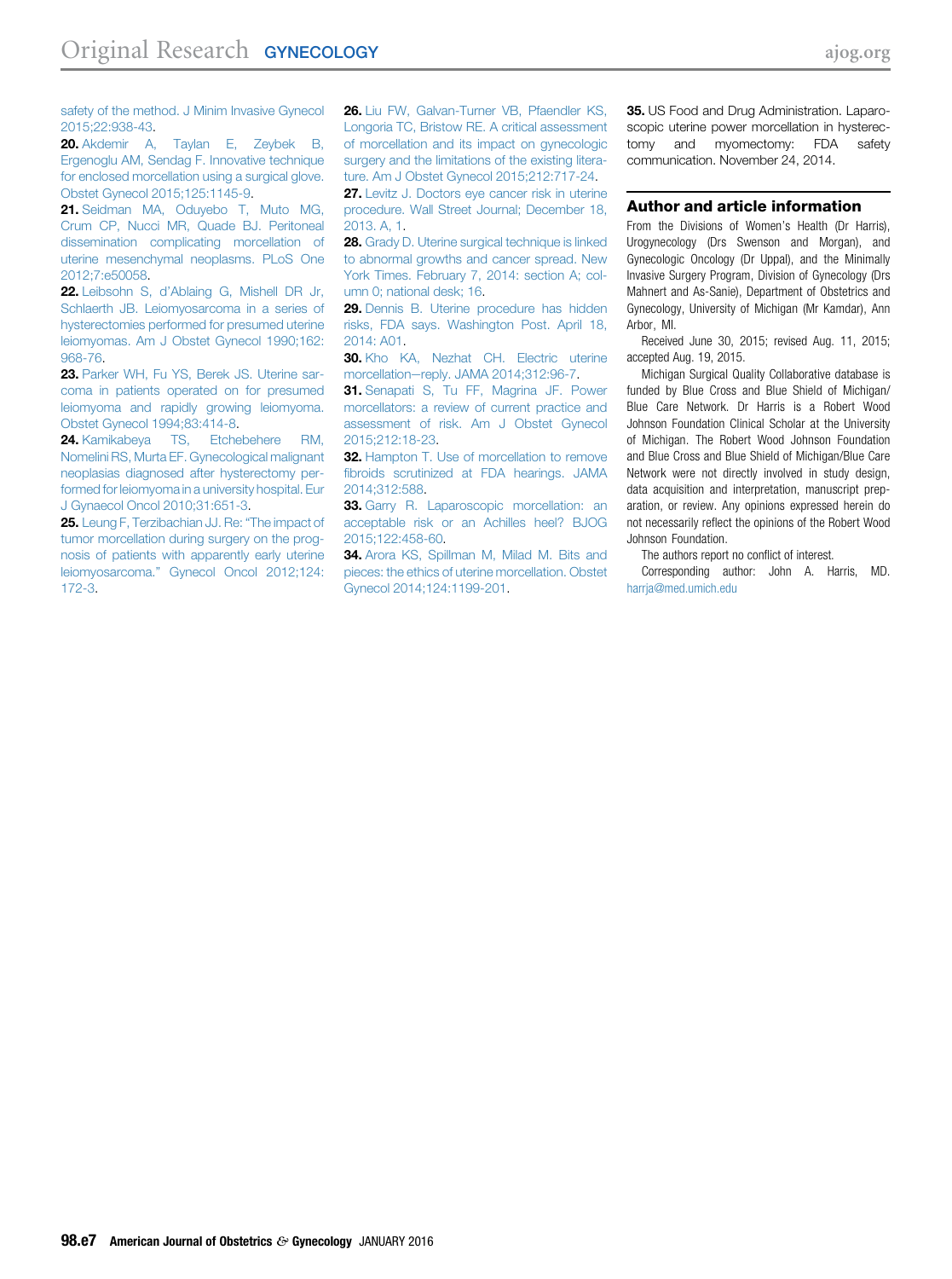safety of the method. J Minim Invasive Gynecol 2015;22:938-43.

20. Akdemir A, Taylan E, Zeybek B, Ergenoglu AM, Sendag F. Innovative technique for enclosed morcellation using a surgical glove. Obstet Gynecol 2015;125:1145-9.

21. Seidman MA, Oduyebo T, Muto MG, Crum CP, Nucci MR, Quade BJ. Peritoneal dissemination complicating morcellation of uterine mesenchymal neoplasms. PLoS One 2012;7:e50058.

22. Leibsohn S, d'Ablaing G, Mishell DR Jr, Schlaerth JB. Leiomyosarcoma in a series of hysterectomies performed for presumed uterine leiomyomas. Am J Obstet Gynecol 1990;162:968-76.

23. Parker WH, Fu YS, Berek JS. Uterine sarcoma in patients operated on for presumed leiomyoma and rapidly growing leiomyoma. Obstet Gynecol 1994;83:414-8.

24. Kamikabeya TS, Etchebehere RM, Nomelini RS, Murta EF. Gynecological malignant neoplasias diagnosed after hysterectomy performed for leiomyoma in a university hospital. Eur J Gynaecol Oncol 2010;31:651-3.

25. Leung F, Terzibachian JJ. Re: "The impact of tumor morcellation during surgery on the prognosis of patients with apparently early uterine leiomyosarcoma." Gynecol Oncol 2012;124:172-3.

26. Liu FW, Galvan-Turner VB, Pfaendler KS, Longoria TC, Bristow RE. A critical assessment of morcellation and its impact on gynecologic surgery and the limitations of the existing literature. Am J Obstet Gynecol 2015;212:717-24.

27. Levitz J. Doctors eye cancer risk in uterine procedure. Wall Street Journal; December 18, 2013. A, 1.

28. Grady D. Uterine surgical technique is linked to abnormal growths and cancer spread. New York Times. February 7, 2014: section A; column 0; national desk; 16.

29. Dennis B. Uterine procedure has hidden risks, FDA says. Washington Post. April 18, 2014: A01.

30. Kho KA, Nezhat CH. Electric uterine morcellation—reply. JAMA 2014;312:96-7.

31. Senapati S, Tu FF, Magrina JF. Power morcellators: a review of current practice and assessment of risk. Am J Obstet Gynecol 2015;212:18-23.

32. Hampton T. Use of morcellation to remove fibroids scrutinized at FDA hearings. JAMA 2014;312:588.

33. Garry R. Laparoscopic morcellation: an acceptable risk or an Achilles heel? BJOG 2015;122:458-60.

34. Arora KS, Spillman M, Milad M. Bits and pieces: the ethics of uterine morcellation. Obstet Gynecol 2014;124:1199-201.

35. US Food and Drug Administration. Laparoscopic uterine power morcellation in hysterectomy and myomectomy: FDA safety communication. November 24, 2014.

## Author and article information

From the Divisions of Women's Health (Dr Harris), Urogynecology (Drs Swenson and Morgan), and Gynecologic Oncology (Dr Uppal), and the Minimally Invasive Surgery Program, Division of Gynecology (Drs Mahnert and As-Sanie), Department of Obstetrics and Gynecology, University of Michigan (Mr Kamdar), Ann Arbor, MI.

Received June 30, 2015; revised Aug. 11, 2015; accepted Aug. 19, 2015.

Michigan Surgical Quality Collaborative database is funded by Blue Cross and Blue Shield of Michigan/Blue Care Network. Dr Harris is a Robert Wood Johnson Foundation Clinical Scholar at the University of Michigan. The Robert Wood Johnson Foundation and Blue Cross and Blue Shield of Michigan/Blue Care Network were not directly involved in study design, data acquisition and interpretation, manuscript preparation, or review. Any opinions expressed herein do not necessarily reflect the opinions of the Robert Wood Johnson Foundation.

The authors report no conflict of interest.

Corresponding author: John A. Harris, MD. harrja@med.umich.edu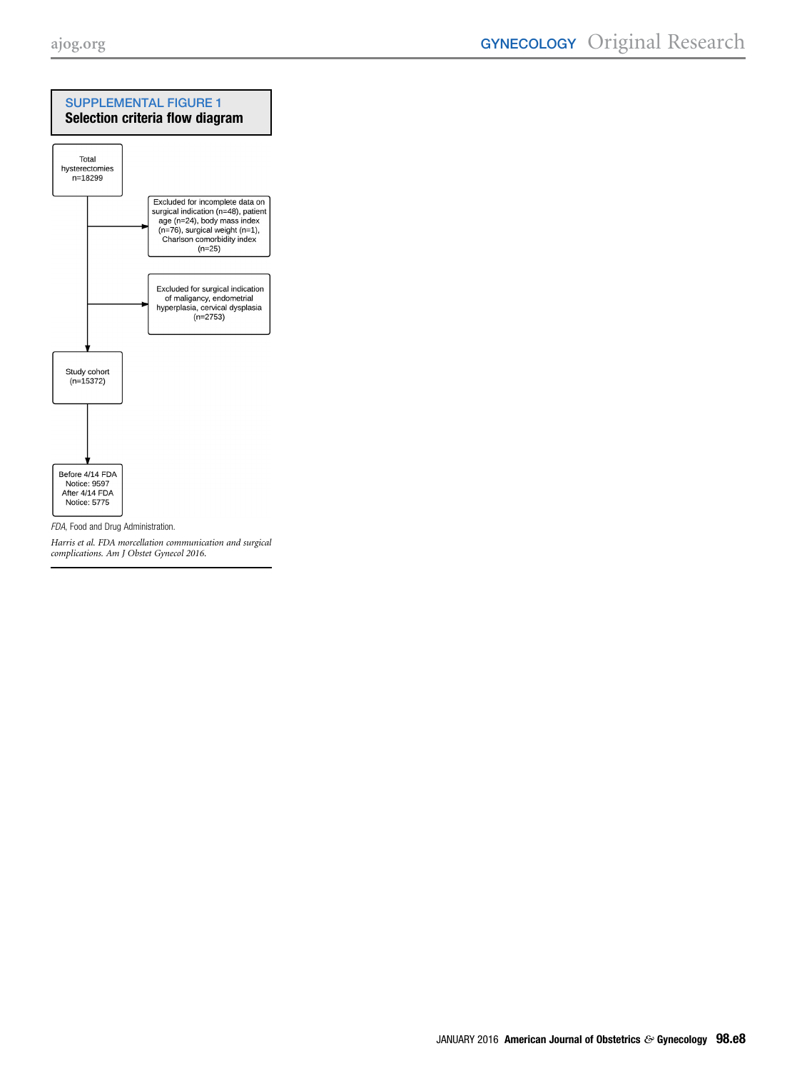## SUPPLEMENTAL FIGURE 1

**Selection criteria flow diagram**

Total hysterectomies n=18299

Excluded for incomplete data on surgical indication (n=48), patient age (n=24), body mass index (n=76), surgical weight (n=1), Charlson comorbidity index (n=25)

Excluded for surgical indication of maligancy, endometrial hyperplasia, cervical dysplasia (n=2753)

Study cohort (n=15372)

Before 4/14 FDA Notice: 9597
After 4/14 FDA Notice: 5775

*FDA*, Food and Drug Administration.

*Harris et al. FDA morcellation communication and surgical complications. Am J Obstet Gynecol 2016.*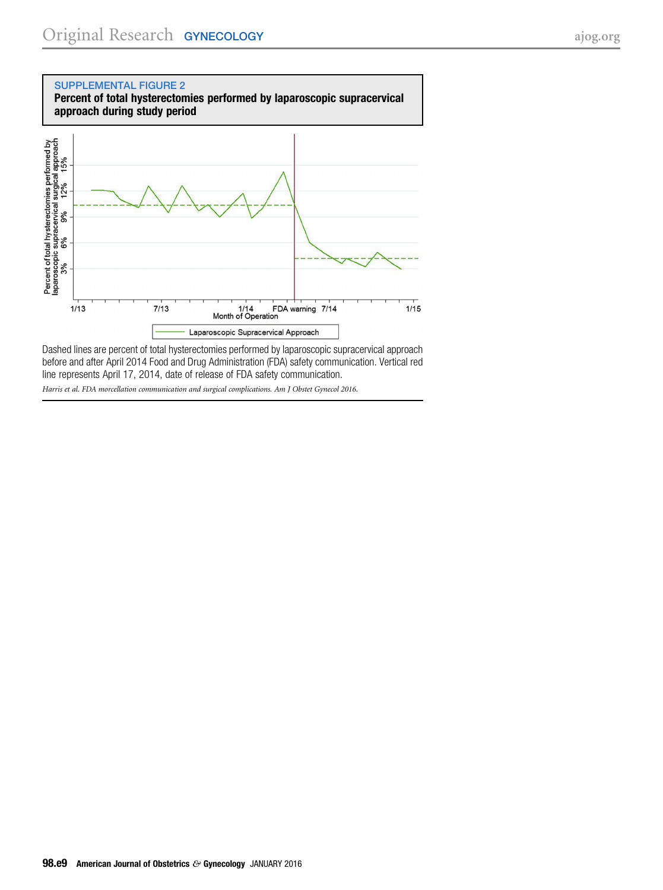**SUPPLEMENTAL FIGURE 2**

**Percent of total hysterectomies performed by laparoscopic supracervical approach during study period**

Dashed lines are percent of total hysterectomies performed by laparoscopic supracervical approach before and after April 2014 Food and Drug Administration (FDA) safety communication. Vertical red line represents April 17, 2014, date of release of FDA safety communication.

*Harris et al. FDA morcellation communication and surgical complications. Am J Obstet Gynecol 2016.*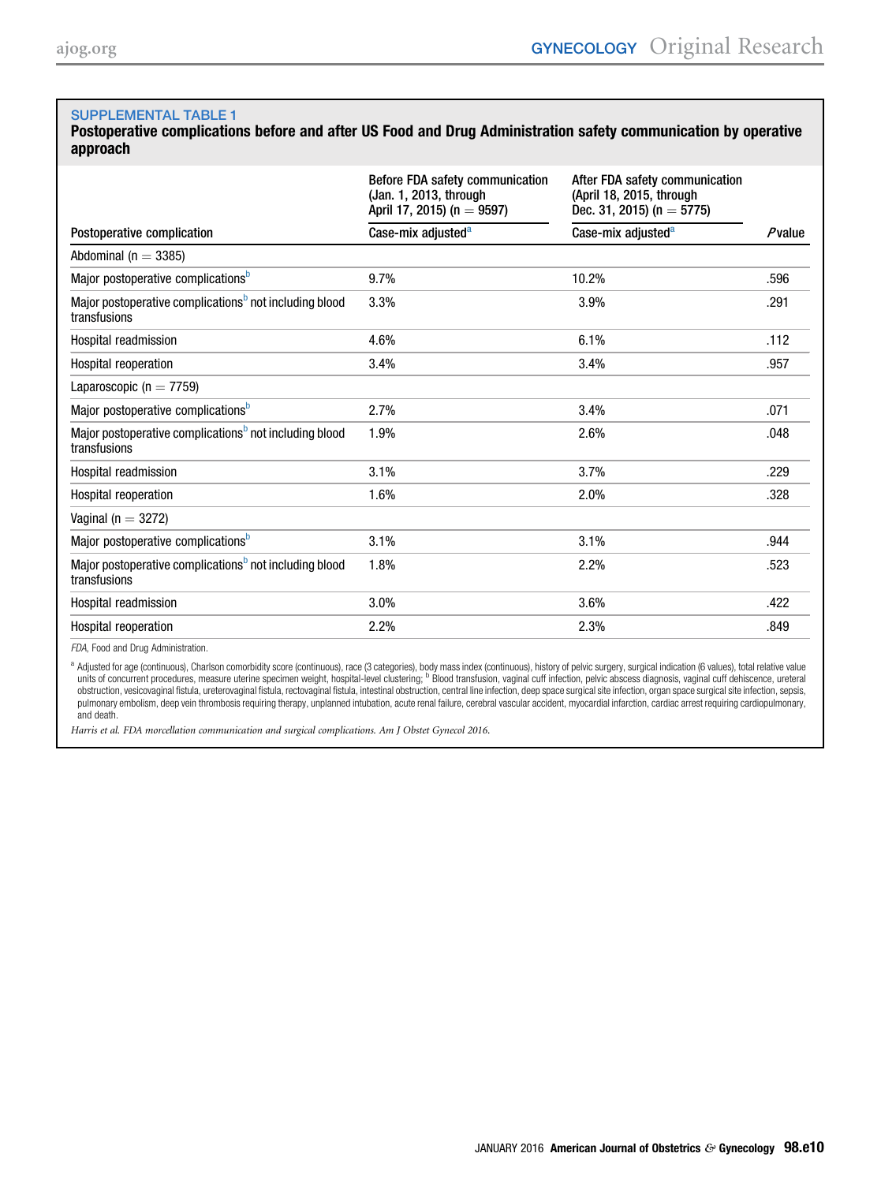## SUPPLEMENTAL TABLE 1

**Postoperative complications before and after US Food and Drug Administration safety communication by operative approach**

| Postoperative complication | Before FDA safety communication (Jan. 1, 2013, through April 17, 2015) (n = 9597) | After FDA safety communication (April 18, 2015, through Dec. 31, 2015) (n = 5775) | |
|---|---|---|---|
| | Case-mix adjusted[a] | Case-mix adjusted[a] | *P* value |
| Abdominal (n = 3385) | | | |
| Major postoperative complications[b] | 9.7% | 10.2% | .596 |
| Major postoperative complications[b] not including blood transfusions | 3.3% | 3.9% | .291 |
| Hospital readmission | 4.6% | 6.1% | .112 |
| Hospital reoperation | 3.4% | 3.4% | .957 |
| Laparoscopic (n = 7759) | | | |
| Major postoperative complications[b] | 2.7% | 3.4% | .071 |
| Major postoperative complications[b] not including blood transfusions | 1.9% | 2.6% | .048 |
| Hospital readmission | 3.1% | 3.7% | .229 |
| Hospital reoperation | 1.6% | 2.0% | .328 |
| Vaginal (n = 3272) | | | |
| Major postoperative complications[b] | 3.1% | 3.1% | .944 |
| Major postoperative complications[b] not including blood transfusions | 1.8% | 2.2% | .523 |
| Hospital readmission | 3.0% | 3.6% | .422 |
| Hospital reoperation | 2.2% | 2.3% | .849 |

*FDA*, Food and Drug Administration.

[a] Adjusted for age (continuous), Charlson comorbidity score (continuous), race (3 categories), body mass index (continuous), history of pelvic surgery, surgical indication (6 values), total relative value units of concurrent procedures, measure uterine specimen weight, hospital-level clustering; [b] Blood transfusion, vaginal cuff infection, pelvic abscess diagnosis, vaginal cuff dehiscence, ureteral obstruction, vesicovaginal fistula, ureterovaginal fistula, rectovaginal fistula, intestinal obstruction, central line infection, deep space surgical site infection, organ space surgical site infection, sepsis, pulmonary embolism, deep vein thrombosis requiring therapy, unplanned intubation, acute renal failure, cerebral vascular accident, myocardial infarction, cardiac arrest requiring cardiopulmonary, and death.

*Harris et al. FDA morcellation communication and surgical complications. Am J Obstet Gynecol 2016.*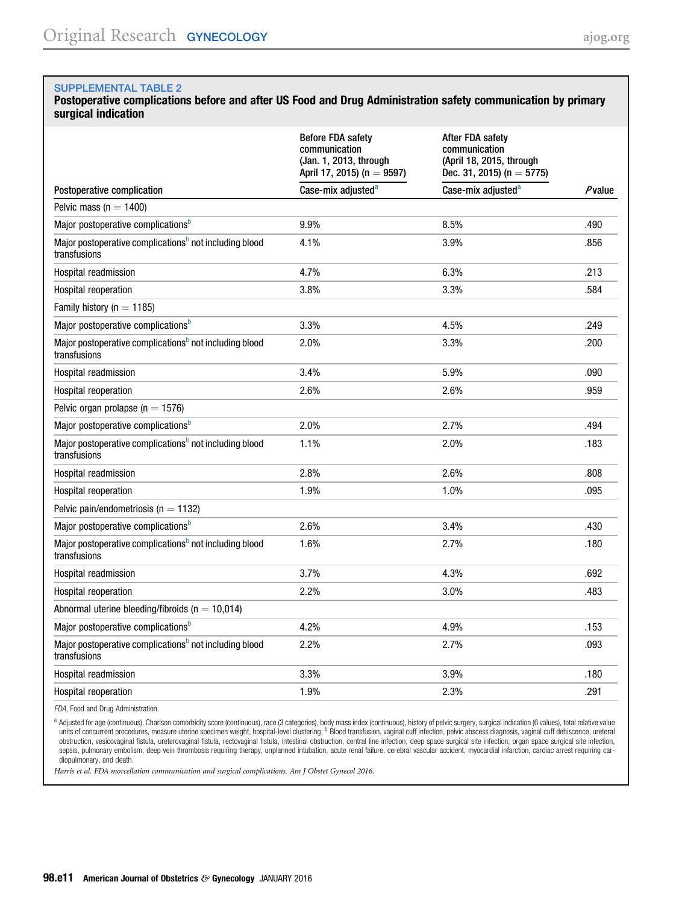SUPPLEMENTAL TABLE 2

**Postoperative complications before and after US Food and Drug Administration safety communication by primary surgical indication**

| Postoperative complication | Before FDA safety communication (Jan. 1, 2013, through April 17, 2015) (n = 9597) Case-mix adjusted[a] | After FDA safety communication (April 18, 2015, through Dec. 31, 2015) (n = 5775) Case-mix adjusted[a] | *P* value |
|---|---|---|---|
| Pelvic mass (n = 1400) | | | |
| Major postoperative complications[b] | 9.9% | 8.5% | .490 |
| Major postoperative complications[b] not including blood transfusions | 4.1% | 3.9% | .856 |
| Hospital readmission | 4.7% | 6.3% | .213 |
| Hospital reoperation | 3.8% | 3.3% | .584 |
| Family history (n = 1185) | | | |
| Major postoperative complications[b] | 3.3% | 4.5% | .249 |
| Major postoperative complications[b] not including blood transfusions | 2.0% | 3.3% | .200 |
| Hospital readmission | 3.4% | 5.9% | .090 |
| Hospital reoperation | 2.6% | 2.6% | .959 |
| Pelvic organ prolapse (n = 1576) | | | |
| Major postoperative complications[b] | 2.0% | 2.7% | .494 |
| Major postoperative complications[b] not including blood transfusions | 1.1% | 2.0% | .183 |
| Hospital readmission | 2.8% | 2.6% | .808 |
| Hospital reoperation | 1.9% | 1.0% | .095 |
| Pelvic pain/endometriosis (n = 1132) | | | |
| Major postoperative complications[b] | 2.6% | 3.4% | .430 |
| Major postoperative complications[b] not including blood transfusions | 1.6% | 2.7% | .180 |
| Hospital readmission | 3.7% | 4.3% | .692 |
| Hospital reoperation | 2.2% | 3.0% | .483 |
| Abnormal uterine bleeding/fibroids (n = 10,014) | | | |
| Major postoperative complications[b] | 4.2% | 4.9% | .153 |
| Major postoperative complications[b] not including blood transfusions | 2.2% | 2.7% | .093 |
| Hospital readmission | 3.3% | 3.9% | .180 |
| Hospital reoperation | 1.9% | 2.3% | .291 |

*FDA*, Food and Drug Administration.

[a] Adjusted for age (continuous), Charlson comorbidity score (continuous), race (3 categories), body mass index (continuous), history of pelvic surgery, surgical indication (6 values), total relative value units of concurrent procedures, measure uterine specimen weight, hospital-level clustering; [b] Blood transfusion, vaginal cuff infection, pelvic abscess diagnosis, vaginal cuff dehiscence, ureteral obstruction, vesicovaginal fistula, ureterovaginal fistula, rectovaginal fistula, intestinal obstruction, central line infection, deep space surgical site infection, organ space surgical site infection, sepsis, pulmonary embolism, deep vein thrombosis requiring therapy, unplanned intubation, acute renal failure, cerebral vascular accident, myocardial infarction, cardiac arrest requiring cardiopulmonary, and death.

*Harris et al. FDA morcellation communication and surgical complications. Am J Obstet Gynecol 2016.*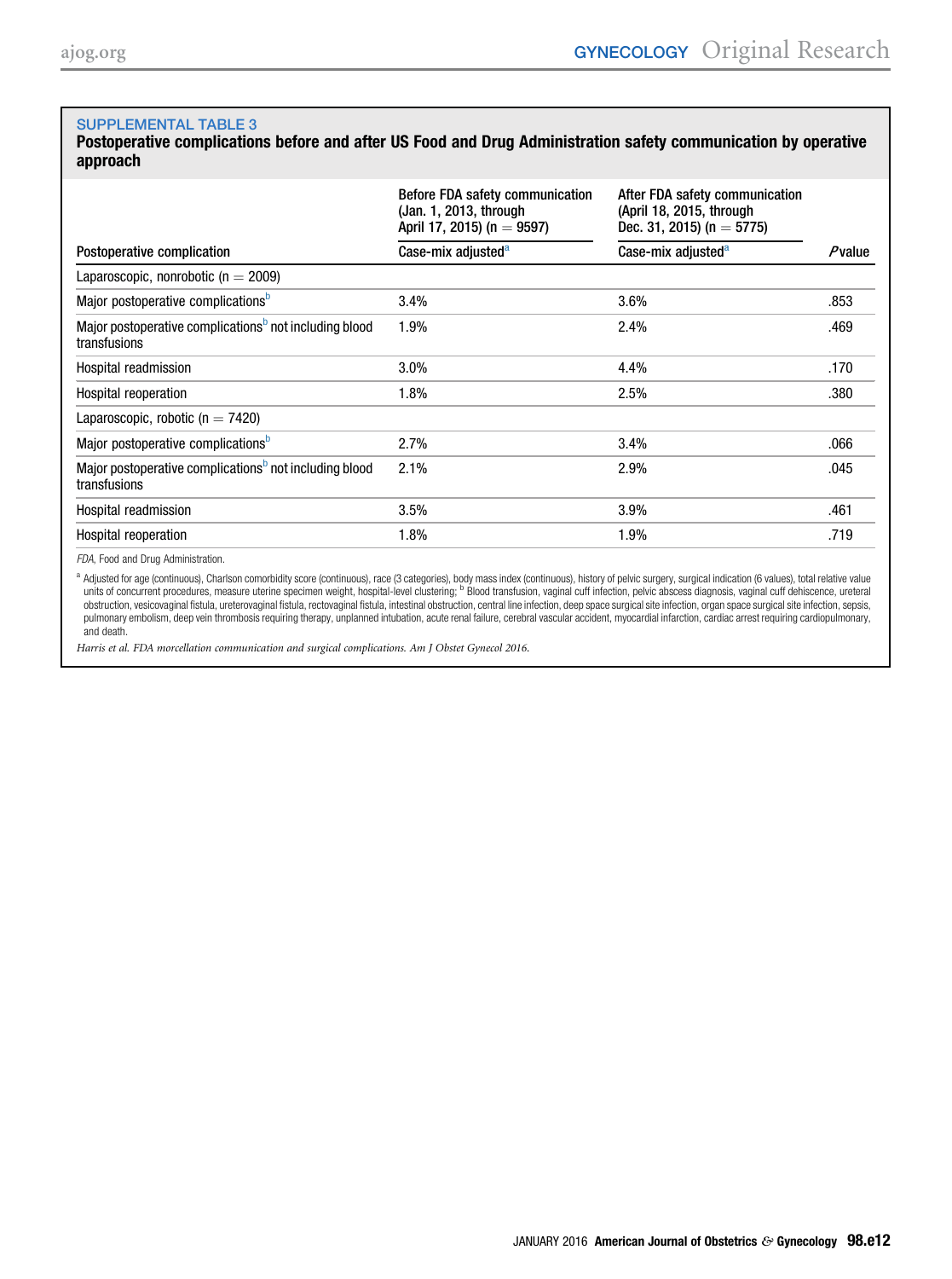## SUPPLEMENTAL TABLE 3

**Postoperative complications before and after US Food and Drug Administration safety communication by operative approach**

| | Before FDA safety communication (Jan. 1, 2013, through April 17, 2015) (n = 9597) | After FDA safety communication (April 18, 2015, through Dec. 31, 2015) (n = 5775) | |
|---|---|---|---|
| Postoperative complication | Case-mix adjusted[a] | Case-mix adjusted[a] | *P* value |
| Laparoscopic, nonrobotic (n = 2009) | | | |
| Major postoperative complications[b] | 3.4% | 3.6% | .853 |
| Major postoperative complications[b] not including blood transfusions | 1.9% | 2.4% | .469 |
| Hospital readmission | 3.0% | 4.4% | .170 |
| Hospital reoperation | 1.8% | 2.5% | .380 |
| Laparoscopic, robotic (n = 7420) | | | |
| Major postoperative complications[b] | 2.7% | 3.4% | .066 |
| Major postoperative complications[b] not including blood transfusions | 2.1% | 2.9% | .045 |
| Hospital readmission | 3.5% | 3.9% | .461 |
| Hospital reoperation | 1.8% | 1.9% | .719 |

*FDA*, Food and Drug Administration.

[a] Adjusted for age (continuous), Charlson comorbidity score (continuous), race (3 categories), body mass index (continuous), history of pelvic surgery, surgical indication (6 values), total relative value units of concurrent procedures, measure uterine specimen weight, hospital-level clustering; [b] Blood transfusion, vaginal cuff infection, pelvic abscess diagnosis, vaginal cuff dehiscence, ureteral obstruction, vesicovaginal fistula, ureterovaginal fistula, rectovaginal fistula, intestinal obstruction, central line infection, deep space surgical site infection, organ space surgical site infection, sepsis, pulmonary embolism, deep vein thrombosis requiring therapy, unplanned intubation, acute renal failure, cerebral vascular accident, myocardial infarction, cardiac arrest requiring cardiopulmonary, and death.

*Harris et al. FDA morcellation communication and surgical complications. Am J Obstet Gynecol 2016.*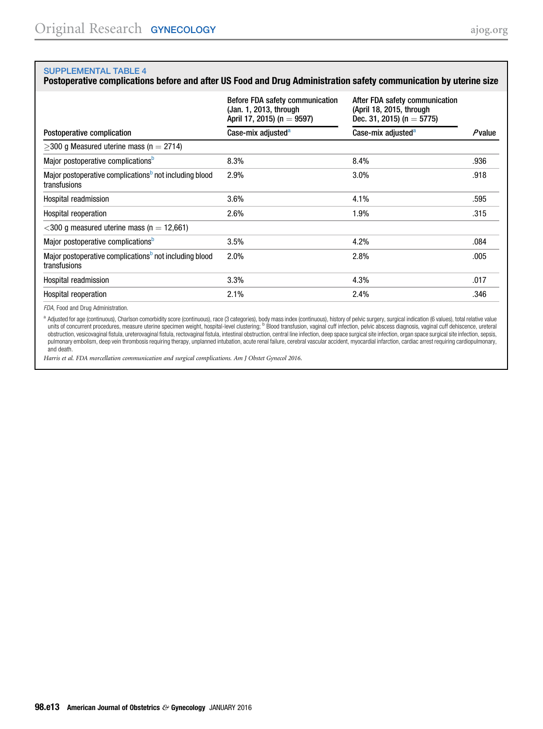**SUPPLEMENTAL TABLE 4**

**Postoperative complications before and after US Food and Drug Administration safety communication by uterine size**

| Postoperative complication | Before FDA safety communication (Jan. 1, 2013, through April 17, 2015) (n = 9597) Case-mix adjusted[a] | After FDA safety communication (April 18, 2015, through Dec. 31, 2015) (n = 5775) Case-mix adjusted[a] | *P* value |
|---|---|---|---|
| ≥300 g Measured uterine mass (n = 2714) | | | |
| Major postoperative complications[b] | 8.3% | 8.4% | .936 |
| Major postoperative complications[b] not including blood transfusions | 2.9% | 3.0% | .918 |
| Hospital readmission | 3.6% | 4.1% | .595 |
| Hospital reoperation | 2.6% | 1.9% | .315 |
| <300 g measured uterine mass (n = 12,661) | | | |
| Major postoperative complications[b] | 3.5% | 4.2% | .084 |
| Major postoperative complications[b] not including blood transfusions | 2.0% | 2.8% | .005 |
| Hospital readmission | 3.3% | 4.3% | .017 |
| Hospital reoperation | 2.1% | 2.4% | .346 |

*FDA*, Food and Drug Administration.

[a] Adjusted for age (continuous), Charlson comorbidity score (continuous), race (3 categories), body mass index (continuous), history of pelvic surgery, surgical indication (6 values), total relative value units of concurrent procedures, measure uterine specimen weight, hospital-level clustering; [b] Blood transfusion, vaginal cuff infection, pelvic abscess diagnosis, vaginal cuff dehiscence, ureteral obstruction, vesicovaginal fistula, ureterovaginal fistula, rectovaginal fistula, intestinal obstruction, central line infection, deep space surgical site infection, organ space surgical site infection, sepsis, pulmonary embolism, deep vein thrombosis requiring therapy, unplanned intubation, acute renal failure, cerebral vascular accident, myocardial infarction, cardiac arrest requiring cardiopulmonary, and death.

*Harris et al. FDA morcellation communication and surgical complications. Am J Obstet Gynecol 2016.*